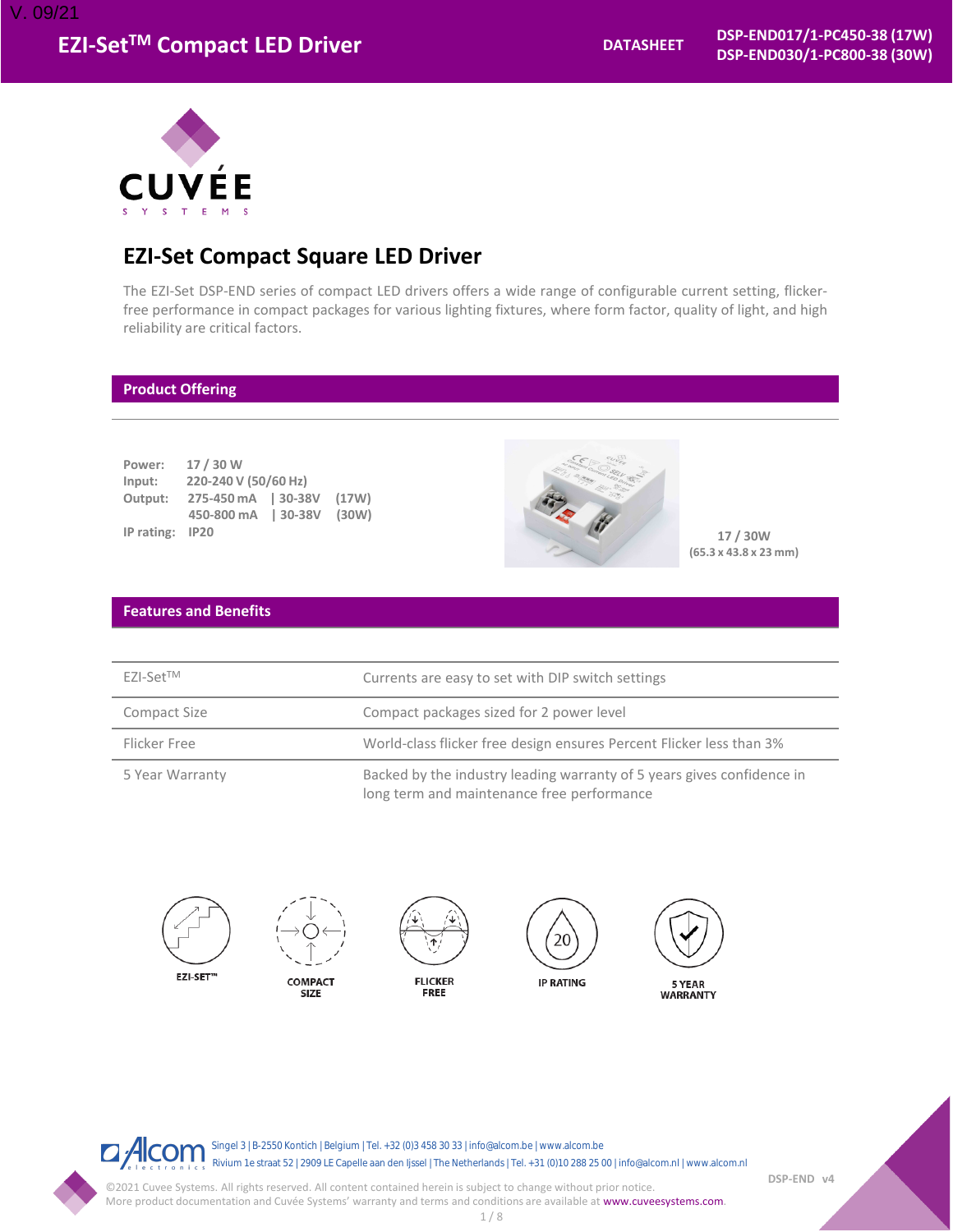# EZI-Set™ Compact LED Driver

**DATASHEET**

**DSP-END017/1-PC450-38 (17W)**
**DSP-END030/1-PC800-38 (30W)**

## EZI-Set Compact Square LED Driver

The EZI-Set DSP-END series of compact LED drivers offers a wide range of configurable current setting, flicker-free performance in compact packages for various lighting fixtures, where form factor, quality of light, and high reliability are critical factors.

## Product Offering

| | | | |
|---|---|---|---|
| **Power:** | 17 / 30 W | | |
| **Input:** | 220-240 V (50/60 Hz) | | |
| **Output:** | 275-450 mA | 30-38V | (17W) |
| | 450-800 mA | 30-38V | (30W) |
| **IP rating:** | IP20 | | |

**17 / 30W**
**(65.3 x 43.8 x 23 mm)**

## Features and Benefits

| | |
|---|---|
| EZI-Set™ | Currents are easy to set with DIP switch settings |
| Compact Size | Compact packages sized for 2 power level |
| Flicker Free | World-class flicker free design ensures Percent Flicker less than 3% |
| 5 Year Warranty | Backed by the industry leading warranty of 5 years gives confidence in long term and maintenance free performance |

EZI-SET™ | COMPACT SIZE | FLICKER FREE | IP RATING | 5 YEAR WARRANTY

Singel 3 | B-2550 Kontich | Belgium | Tel. +32 (0)3 458 30 33 | info@alcom.be | www.alcom.be
Rivium 1e straat 52 | 2909 LE Capelle aan den Ijssel | The Netherlands | Tel. +31 (0)10 288 25 00 | info@alcom.nl | www.alcom.nl

©2021 Cuvee Systems. All rights reserved. All content contained herein is subject to change without prior notice.
More product documentation and Cuvée Systems' warranty and terms and conditions are available at www.cuveesystems.com.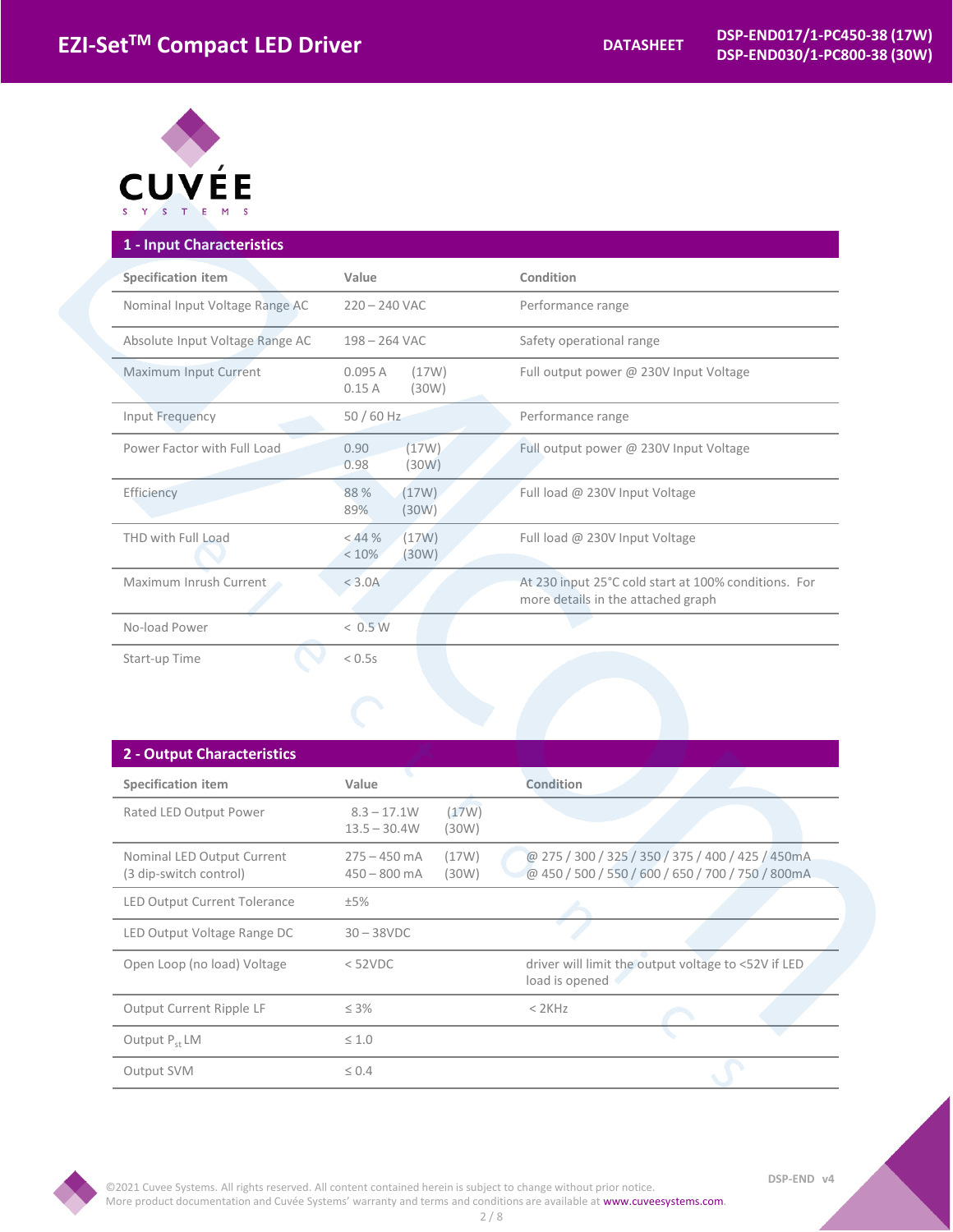## 1 - Input Characteristics

| Specification item | Value | Condition |
|---|---|---|
| Nominal Input Voltage Range AC | 220 – 240 VAC | Performance range |
| Absolute Input Voltage Range AC | 198 – 264 VAC | Safety operational range |
| Maximum Input Current | 0.095 A (17W)<br>0.15 A (30W) | Full output power @ 230V Input Voltage |
| Input Frequency | 50 / 60 Hz | Performance range |
| Power Factor with Full Load | 0.90 (17W)<br>0.98 (30W) | Full output power @ 230V Input Voltage |
| Efficiency | 88 % (17W)<br>89% (30W) | Full load @ 230V Input Voltage |
| THD with Full Load | < 44 % (17W)<br>< 10% (30W) | Full load @ 230V Input Voltage |
| Maximum Inrush Current | < 3.0A | At 230 input 25°C cold start at 100% conditions. For more details in the attached graph |
| No-load Power | < 0.5 W | |
| Start-up Time | < 0.5s | |

## 2 - Output Characteristics

| Specification item | Value | Condition |
|---|---|---|
| Rated LED Output Power | 8.3 – 17.1W (17W)<br>13.5 – 30.4W (30W) | |
| Nominal LED Output Current<br>(3 dip-switch control) | 275 – 450 mA (17W)<br>450 – 800 mA (30W) | @ 275 / 300 / 325 / 350 / 375 / 400 / 425 / 450mA<br>@ 450 / 500 / 550 / 600 / 650 / 700 / 750 / 800mA |
| LED Output Current Tolerance | ±5% | |
| LED Output Voltage Range DC | 30 – 38VDC | |
| Open Loop (no load) Voltage | < 52VDC | driver will limit the output voltage to <52V if LED load is opened |
| Output Current Ripple LF | ≤ 3% | < 2KHz |
| Output $P_{st}$ LM | ≤ 1.0 | |
| Output SVM | ≤ 0.4 | |

©2021 Cuvee Systems. All rights reserved. All content contained herein is subject to change without prior notice.
More product documentation and Cuvée Systems' warranty and terms and conditions are available at www.cuveesystems.com.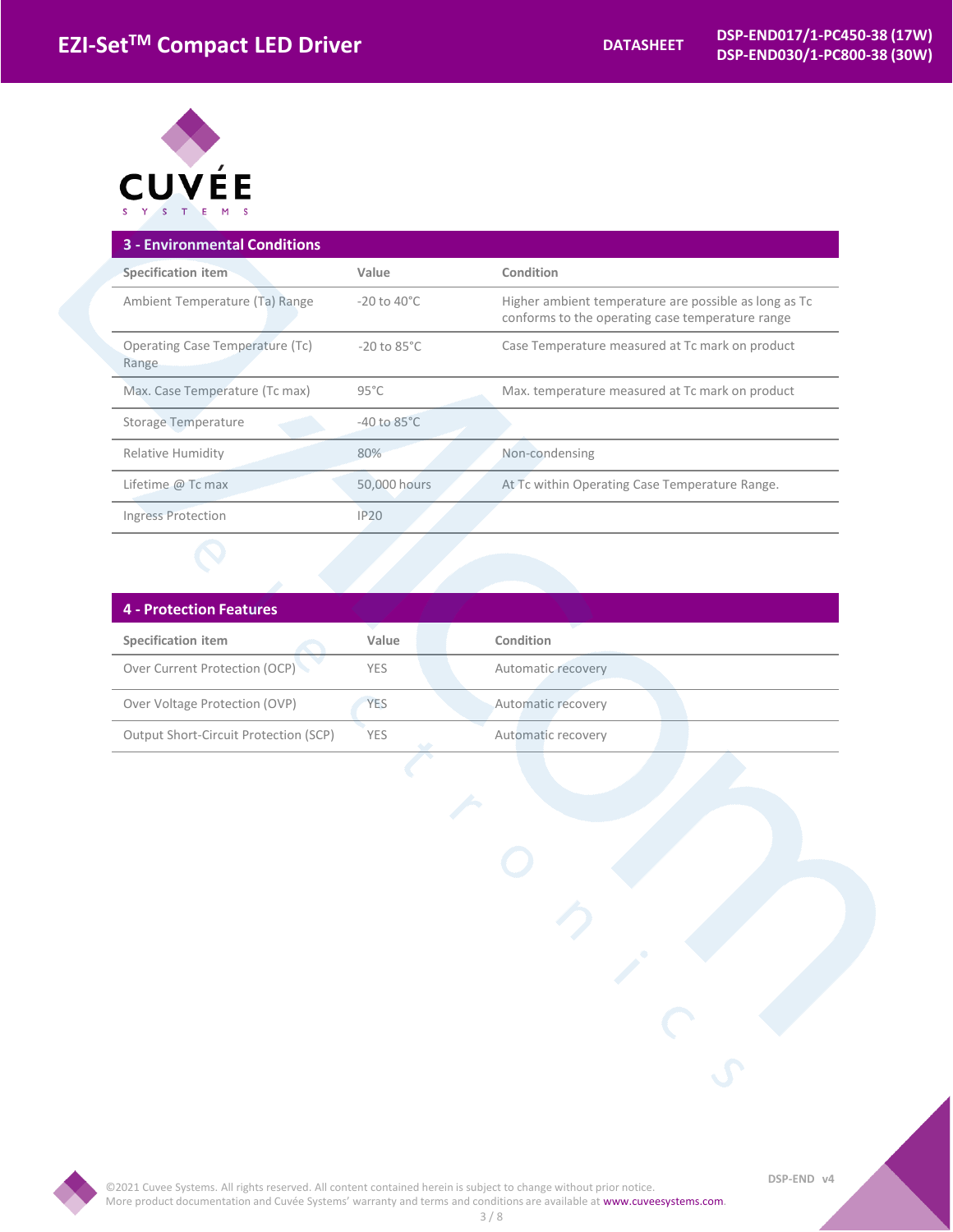## 3 - Environmental Conditions

| Specification item | Value | Condition |
|---|---|---|
| Ambient Temperature (Ta) Range | -20 to 40°C | Higher ambient temperature are possible as long as Tc conforms to the operating case temperature range |
| Operating Case Temperature (Tc) Range | -20 to 85°C | Case Temperature measured at Tc mark on product |
| Max. Case Temperature (Tc max) | 95°C | Max. temperature measured at Tc mark on product |
| Storage Temperature | -40 to 85°C | |
| Relative Humidity | 80% | Non-condensing |
| Lifetime @ Tc max | 50,000 hours | At Tc within Operating Case Temperature Range. |
| Ingress Protection | IP20 | |

## 4 - Protection Features

| Specification item | Value | Condition |
|---|---|---|
| Over Current Protection (OCP) | YES | Automatic recovery |
| Over Voltage Protection (OVP) | YES | Automatic recovery |
| Output Short-Circuit Protection (SCP) | YES | Automatic recovery |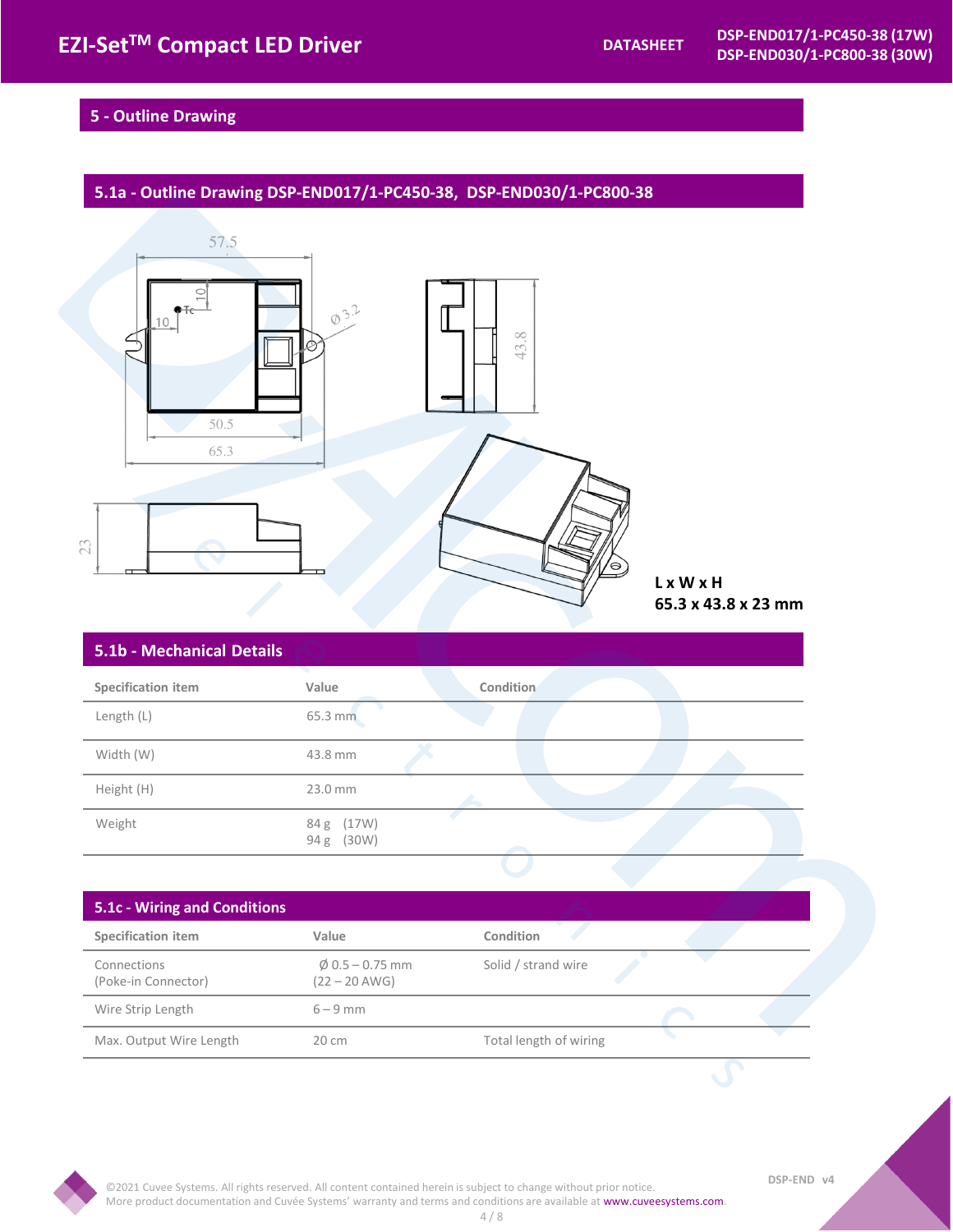## 5 - Outline Drawing

### 5.1a - Outline Drawing DSP-END017/1-PC450-38, DSP-END030/1-PC800-38

**L x W x H**
**65.3 x 43.8 x 23 mm**

### 5.1b - Mechanical Details

| Specification item | Value | Condition |
|---|---|---|
| Length (L) | 65.3 mm | |
| Width (W) | 43.8 mm | |
| Height (H) | 23.0 mm | |
| Weight | 84 g (17W)<br>94 g (30W) | |

### 5.1c - Wiring and Conditions

| Specification item | Value | Condition |
|---|---|---|
| Connections (Poke-in Connector) | Ø 0.5 – 0.75 mm (22 – 20 AWG) | Solid / strand wire |
| Wire Strip Length | 6 – 9 mm | |
| Max. Output Wire Length | 20 cm | Total length of wiring |

©2021 Cuvee Systems. All rights reserved. All content contained herein is subject to change without prior notice.
More product documentation and Cuvée Systems' warranty and terms and conditions are available at www.cuveesystems.com.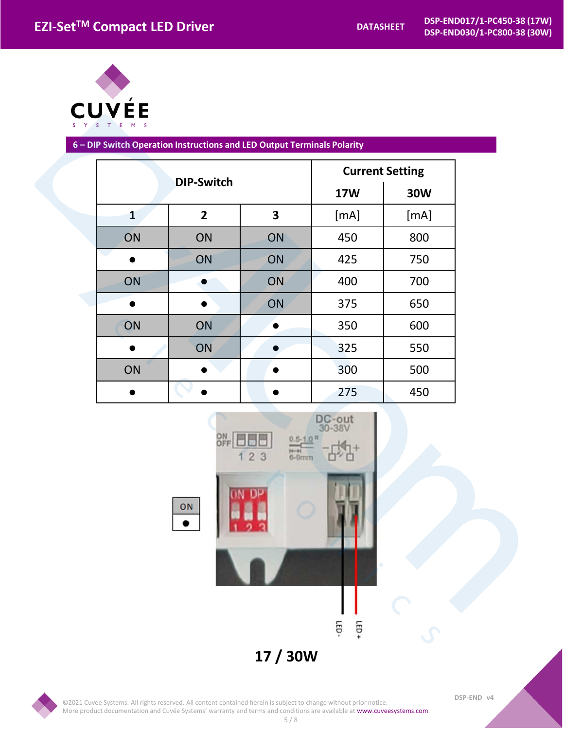## 6 – DIP Switch Operation Instructions and LED Output Terminals Polarity

| DIP-Switch | | | Current Setting | |
|---|---|---|---|---|
| | | | 17W | 30W |
| 1 | 2 | 3 | [mA] | [mA] |
| ON | ON | ON | 450 | 800 |
| ● | ON | ON | 425 | 750 |
| ON | ● | ON | 400 | 700 |
| ● | ● | ON | 375 | 650 |
| ON | ON | ● | 350 | 600 |
| ● | ON | ● | 325 | 550 |
| ON | ● | ● | 300 | 500 |
| ● | ● | ● | 275 | 450 |

**17 / 30W**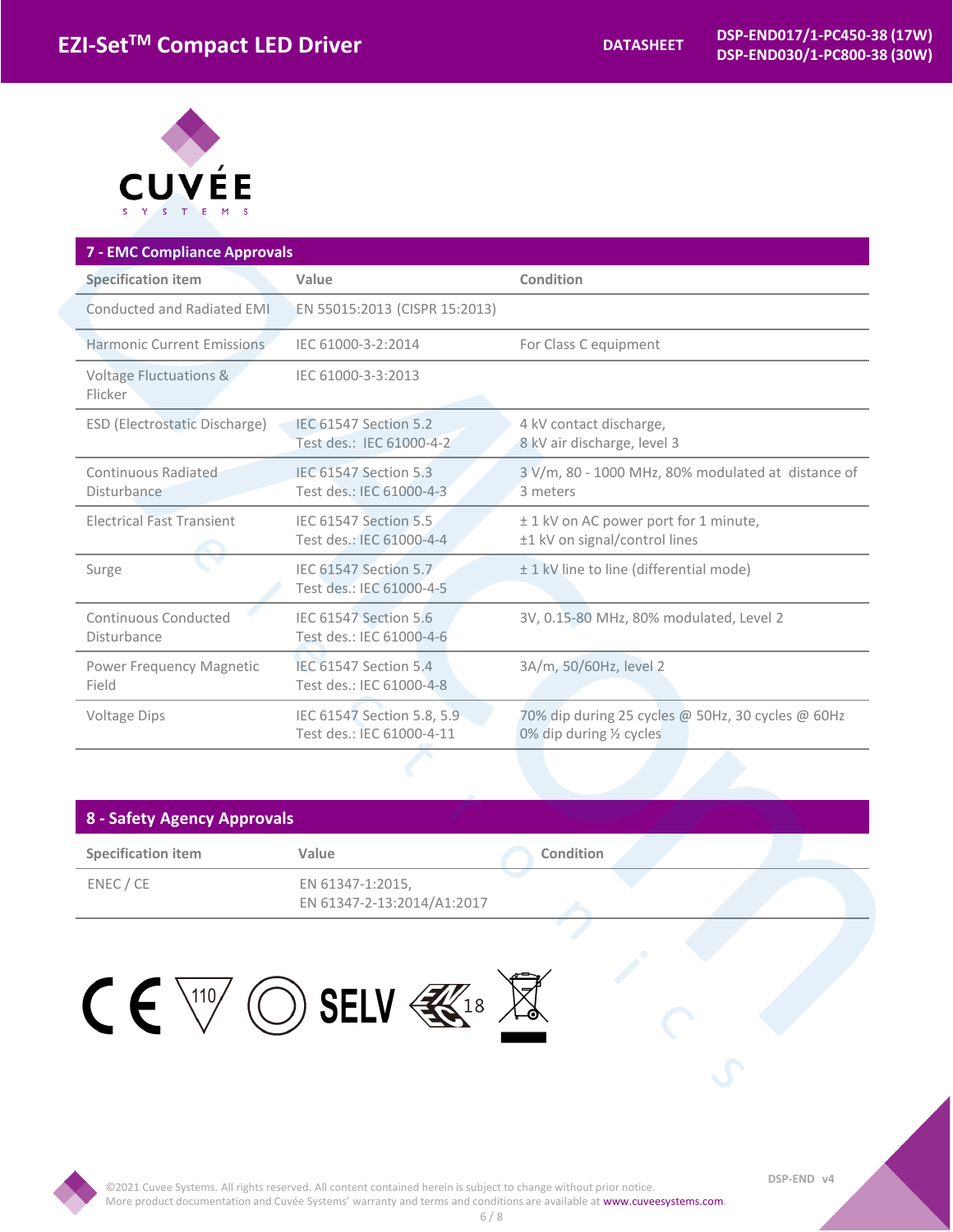## 7 - EMC Compliance Approvals

| Specification item | Value | Condition |
|---|---|---|
| Conducted and Radiated EMI | EN 55015:2013 (CISPR 15:2013) | |
| Harmonic Current Emissions | IEC 61000-3-2:2014 | For Class C equipment |
| Voltage Fluctuations & Flicker | IEC 61000-3-3:2013 | |
| ESD (Electrostatic Discharge) | IEC 61547 Section 5.2<br>Test des.: IEC 61000-4-2 | 4 kV contact discharge,<br>8 kV air discharge, level 3 |
| Continuous Radiated Disturbance | IEC 61547 Section 5.3<br>Test des.: IEC 61000-4-3 | 3 V/m, 80 - 1000 MHz, 80% modulated at distance of 3 meters |
| Electrical Fast Transient | IEC 61547 Section 5.5<br>Test des.: IEC 61000-4-4 | ± 1 kV on AC power port for 1 minute,<br>±1 kV on signal/control lines |
| Surge | IEC 61547 Section 5.7<br>Test des.: IEC 61000-4-5 | ± 1 kV line to line (differential mode) |
| Continuous Conducted Disturbance | IEC 61547 Section 5.6<br>Test des.: IEC 61000-4-6 | 3V, 0.15-80 MHz, 80% modulated, Level 2 |
| Power Frequency Magnetic Field | IEC 61547 Section 5.4<br>Test des.: IEC 61000-4-8 | 3A/m, 50/60Hz, level 2 |
| Voltage Dips | IEC 61547 Section 5.8, 5.9<br>Test des.: IEC 61000-4-11 | 70% dip during 25 cycles @ 50Hz, 30 cycles @ 60Hz<br>0% dip during ½ cycles |

## 8 - Safety Agency Approvals

| Specification item | Value | Condition |
|---|---|---|
| ENEC / CE | EN 61347-1:2015,<br>EN 61347-2-13:2014/A1:2017 | |

CE 110 SELV 18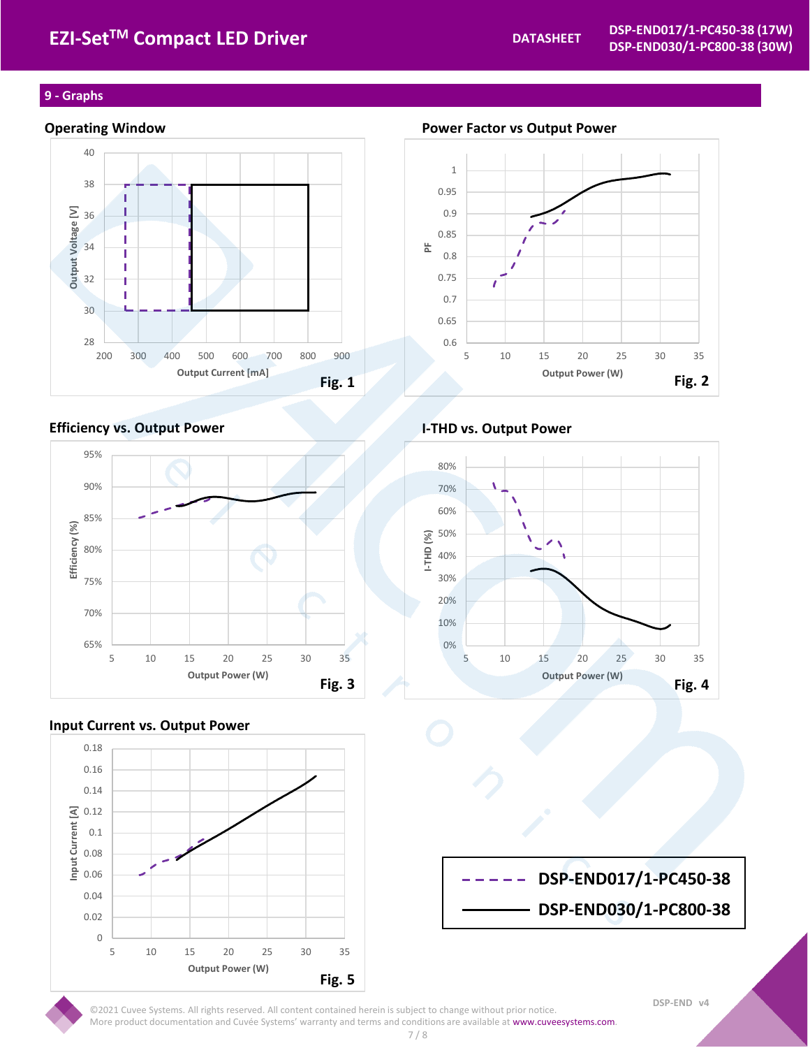## 9 - Graphs

### Operating Window

Output Voltage [V] vs. Output Current [mA]

Fig. 1

### Power Factor vs Output Power

PF vs. Output Power (W)

Fig. 2

### Efficiency vs. Output Power

Efficiency (%) vs. Output Power (W)

Fig. 3

### I-THD vs. Output Power

I-THD (%) vs. Output Power (W)

Fig. 4

### Input Current vs. Output Power

Input Current [A] vs. Output Power (W)

Fig. 5

- - - - DSP-END017/1-PC450-38

——— DSP-END030/1-PC800-38

©2021 Cuvee Systems. All rights reserved. All content contained herein is subject to change without prior notice.
More product documentation and Cuvée Systems' warranty and terms and conditions are available at www.cuveesystems.com.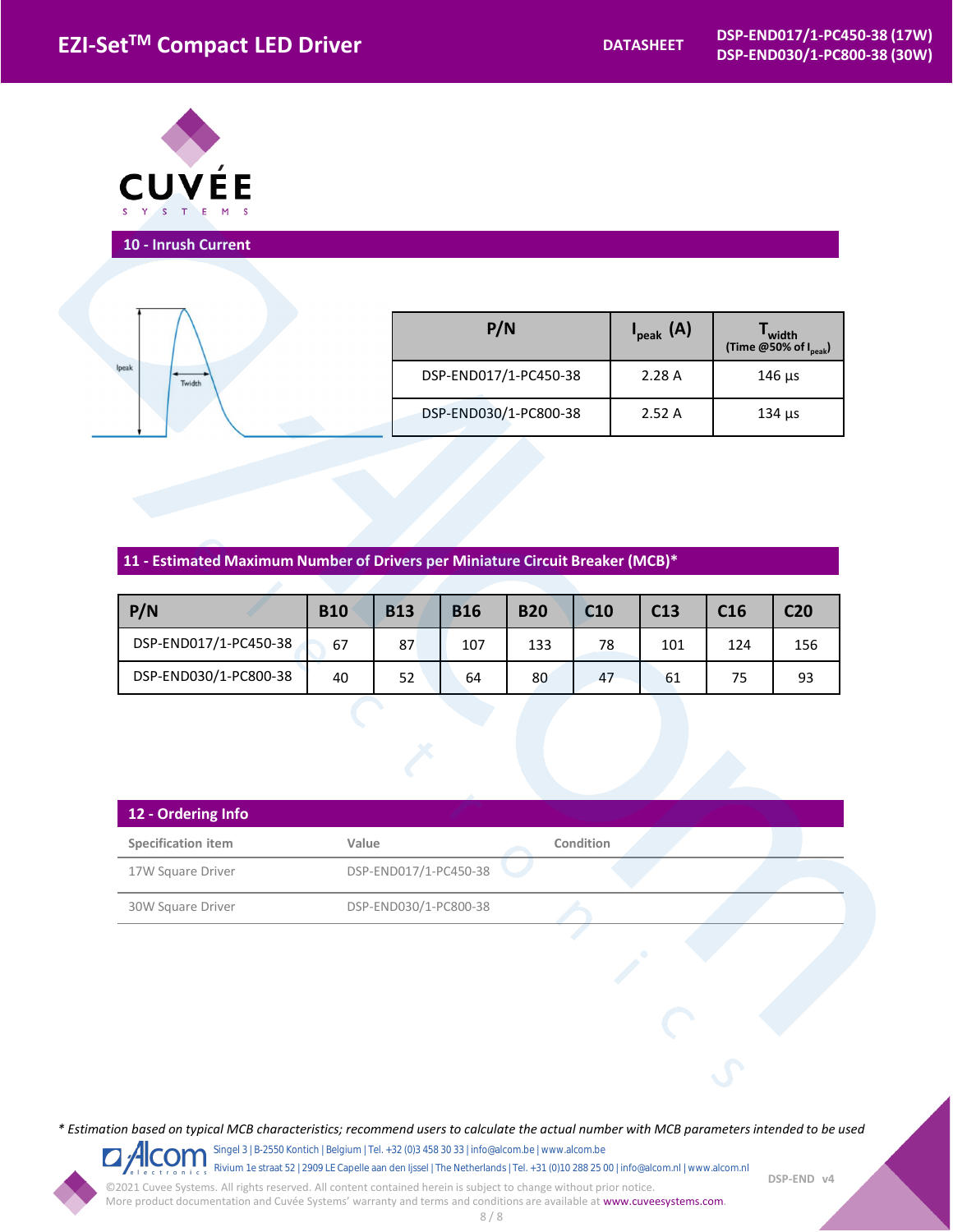## 10 - Inrush Current

Ipeak

Twidth

| P/N | $I_{peak}$ (A) | $T_{width}$ (Time @50% of $I_{peak}$) |
|---|---|---|
| DSP-END017/1-PC450-38 | 2.28 A | 146 µs |
| DSP-END030/1-PC800-38 | 2.52 A | 134 µs |

## 11 - Estimated Maximum Number of Drivers per Miniature Circuit Breaker (MCB)*

| P/N | B10 | B13 | B16 | B20 | C10 | C13 | C16 | C20 |
|---|---|---|---|---|---|---|---|---|
| DSP-END017/1-PC450-38 | 67 | 87 | 107 | 133 | 78 | 101 | 124 | 156 |
| DSP-END030/1-PC800-38 | 40 | 52 | 64 | 80 | 47 | 61 | 75 | 93 |

## 12 - Ordering Info

| Specification item | Value | Condition |
|---|---|---|
| 17W Square Driver | DSP-END017/1-PC450-38 | |
| 30W Square Driver | DSP-END030/1-PC800-38 | |

*\* Estimation based on typical MCB characteristics; recommend users to calculate the actual number with MCB parameters intended to be used*

Singel 3 | B-2550 Kontich | Belgium | Tel. +32 (0)3 458 30 33 | info@alcom.be | www.alcom.be
Rivium 1e straat 52 | 2909 LE Capelle aan den Ijssel | The Netherlands | Tel. +31 (0)10 288 25 00 | info@alcom.nl | www.alcom.nl

©2021 Cuvee Systems. All rights reserved. All content contained herein is subject to change without prior notice.
More product documentation and Cuvée Systems' warranty and terms and conditions are available at www.cuveesystems.com.